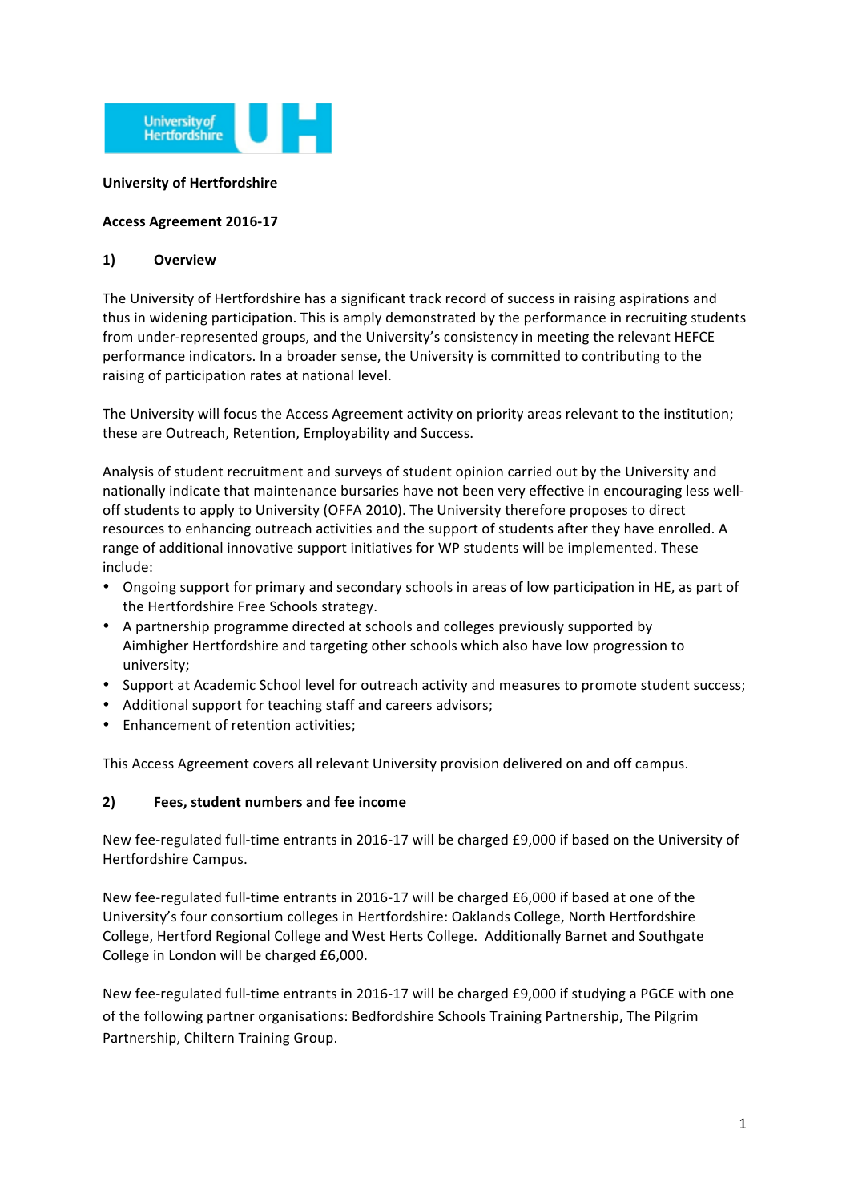**University of Hertfordshire**

**Access Agreement 2016-17**

## 1) Overview

The University of Hertfordshire has a significant track record of success in raising aspirations and thus in widening participation. This is amply demonstrated by the performance in recruiting students from under-represented groups, and the University's consistency in meeting the relevant HEFCE performance indicators. In a broader sense, the University is committed to contributing to the raising of participation rates at national level.

The University will focus the Access Agreement activity on priority areas relevant to the institution; these are Outreach, Retention, Employability and Success.

Analysis of student recruitment and surveys of student opinion carried out by the University and nationally indicate that maintenance bursaries have not been very effective in encouraging less well-off students to apply to University (OFFA 2010). The University therefore proposes to direct resources to enhancing outreach activities and the support of students after they have enrolled. A range of additional innovative support initiatives for WP students will be implemented. These include:

- Ongoing support for primary and secondary schools in areas of low participation in HE, as part of the Hertfordshire Free Schools strategy.
- A partnership programme directed at schools and colleges previously supported by Aimhigher Hertfordshire and targeting other schools which also have low progression to university;
- Support at Academic School level for outreach activity and measures to promote student success;
- Additional support for teaching staff and careers advisors;
- Enhancement of retention activities;

This Access Agreement covers all relevant University provision delivered on and off campus.

## 2) Fees, student numbers and fee income

New fee-regulated full-time entrants in 2016-17 will be charged £9,000 if based on the University of Hertfordshire Campus.

New fee-regulated full-time entrants in 2016-17 will be charged £6,000 if based at one of the University's four consortium colleges in Hertfordshire: Oaklands College, North Hertfordshire College, Hertford Regional College and West Herts College. Additionally Barnet and Southgate College in London will be charged £6,000.

New fee-regulated full-time entrants in 2016-17 will be charged £9,000 if studying a PGCE with one of the following partner organisations: Bedfordshire Schools Training Partnership, The Pilgrim Partnership, Chiltern Training Group.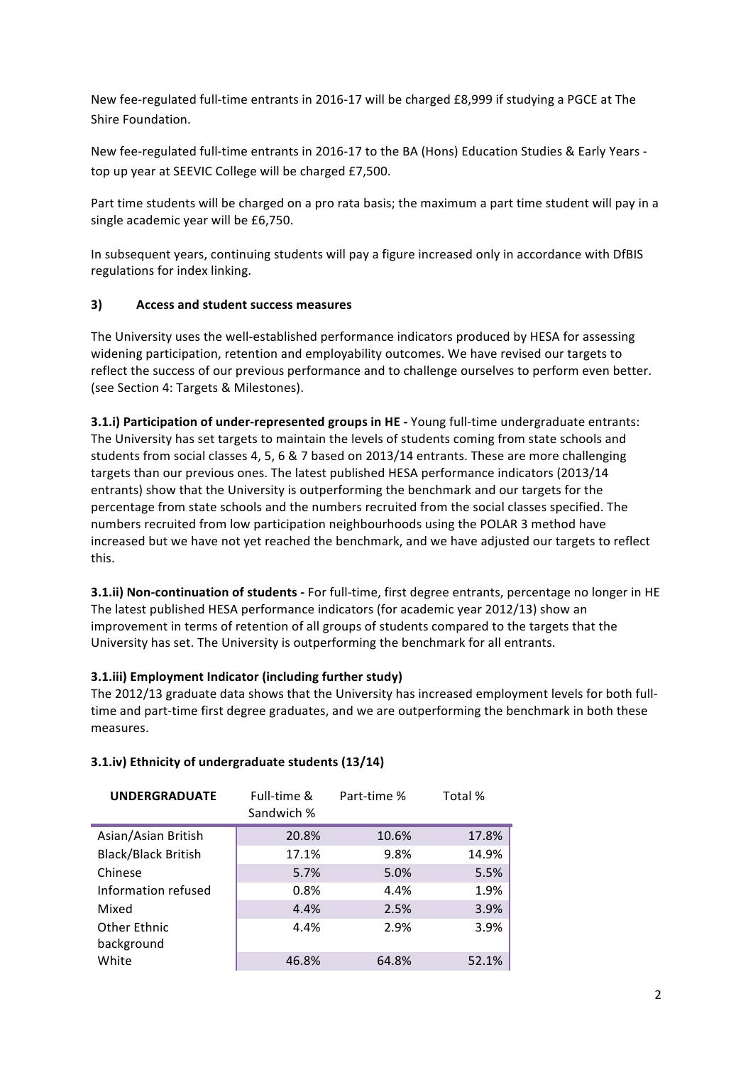New fee-regulated full-time entrants in 2016-17 will be charged £8,999 if studying a PGCE at The Shire Foundation.

New fee-regulated full-time entrants in 2016-17 to the BA (Hons) Education Studies & Early Years - top up year at SEEVIC College will be charged £7,500.

Part time students will be charged on a pro rata basis; the maximum a part time student will pay in a single academic year will be £6,750.

In subsequent years, continuing students will pay a figure increased only in accordance with DfBIS regulations for index linking.

### 3) Access and student success measures

The University uses the well-established performance indicators produced by HESA for assessing widening participation, retention and employability outcomes. We have revised our targets to reflect the success of our previous performance and to challenge ourselves to perform even better. (see Section 4: Targets & Milestones).

**3.1.i) Participation of under-represented groups in HE -** Young full-time undergraduate entrants: The University has set targets to maintain the levels of students coming from state schools and students from social classes 4, 5, 6 & 7 based on 2013/14 entrants. These are more challenging targets than our previous ones. The latest published HESA performance indicators (2013/14 entrants) show that the University is outperforming the benchmark and our targets for the percentage from state schools and the numbers recruited from the social classes specified. The numbers recruited from low participation neighbourhoods using the POLAR 3 method have increased but we have not yet reached the benchmark, and we have adjusted our targets to reflect this.

**3.1.ii) Non-continuation of students -** For full-time, first degree entrants, percentage no longer in HE The latest published HESA performance indicators (for academic year 2012/13) show an improvement in terms of retention of all groups of students compared to the targets that the University has set. The University is outperforming the benchmark for all entrants.

**3.1.iii) Employment Indicator (including further study)**

The 2012/13 graduate data shows that the University has increased employment levels for both full-time and part-time first degree graduates, and we are outperforming the benchmark in both these measures.

**3.1.iv) Ethnicity of undergraduate students (13/14)**

| UNDERGRADUATE | Full-time & Sandwich % | Part-time % | Total % |
|---|---|---|---|
| Asian/Asian British | 20.8% | 10.6% | 17.8% |
| Black/Black British | 17.1% | 9.8% | 14.9% |
| Chinese | 5.7% | 5.0% | 5.5% |
| Information refused | 0.8% | 4.4% | 1.9% |
| Mixed | 4.4% | 2.5% | 3.9% |
| Other Ethnic background | 4.4% | 2.9% | 3.9% |
| White | 46.8% | 64.8% | 52.1% |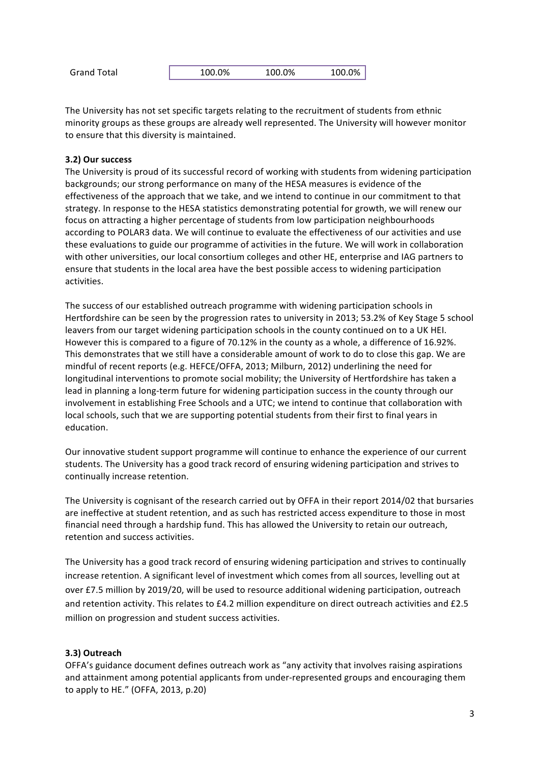| Grand Total | 100.0% | 100.0% | 100.0% |
|---|---|---|---|

The University has not set specific targets relating to the recruitment of students from ethnic minority groups as these groups are already well represented. The University will however monitor to ensure that this diversity is maintained.

**3.2) Our success**

The University is proud of its successful record of working with students from widening participation backgrounds; our strong performance on many of the HESA measures is evidence of the effectiveness of the approach that we take, and we intend to continue in our commitment to that strategy. In response to the HESA statistics demonstrating potential for growth, we will renew our focus on attracting a higher percentage of students from low participation neighbourhoods according to POLAR3 data. We will continue to evaluate the effectiveness of our activities and use these evaluations to guide our programme of activities in the future. We will work in collaboration with other universities, our local consortium colleges and other HE, enterprise and IAG partners to ensure that students in the local area have the best possible access to widening participation activities.

The success of our established outreach programme with widening participation schools in Hertfordshire can be seen by the progression rates to university in 2013; 53.2% of Key Stage 5 school leavers from our target widening participation schools in the county continued on to a UK HEI. However this is compared to a figure of 70.12% in the county as a whole, a difference of 16.92%. This demonstrates that we still have a considerable amount of work to do to close this gap. We are mindful of recent reports (e.g. HEFCE/OFFA, 2013; Milburn, 2012) underlining the need for longitudinal interventions to promote social mobility; the University of Hertfordshire has taken a lead in planning a long-term future for widening participation success in the county through our involvement in establishing Free Schools and a UTC; we intend to continue that collaboration with local schools, such that we are supporting potential students from their first to final years in education.

Our innovative student support programme will continue to enhance the experience of our current students. The University has a good track record of ensuring widening participation and strives to continually increase retention.

The University is cognisant of the research carried out by OFFA in their report 2014/02 that bursaries are ineffective at student retention, and as such has restricted access expenditure to those in most financial need through a hardship fund. This has allowed the University to retain our outreach, retention and success activities.

The University has a good track record of ensuring widening participation and strives to continually increase retention. A significant level of investment which comes from all sources, levelling out at over £7.5 million by 2019/20, will be used to resource additional widening participation, outreach and retention activity. This relates to £4.2 million expenditure on direct outreach activities and £2.5 million on progression and student success activities.

**3.3) Outreach**

OFFA's guidance document defines outreach work as "any activity that involves raising aspirations and attainment among potential applicants from under-represented groups and encouraging them to apply to HE." (OFFA, 2013, p.20)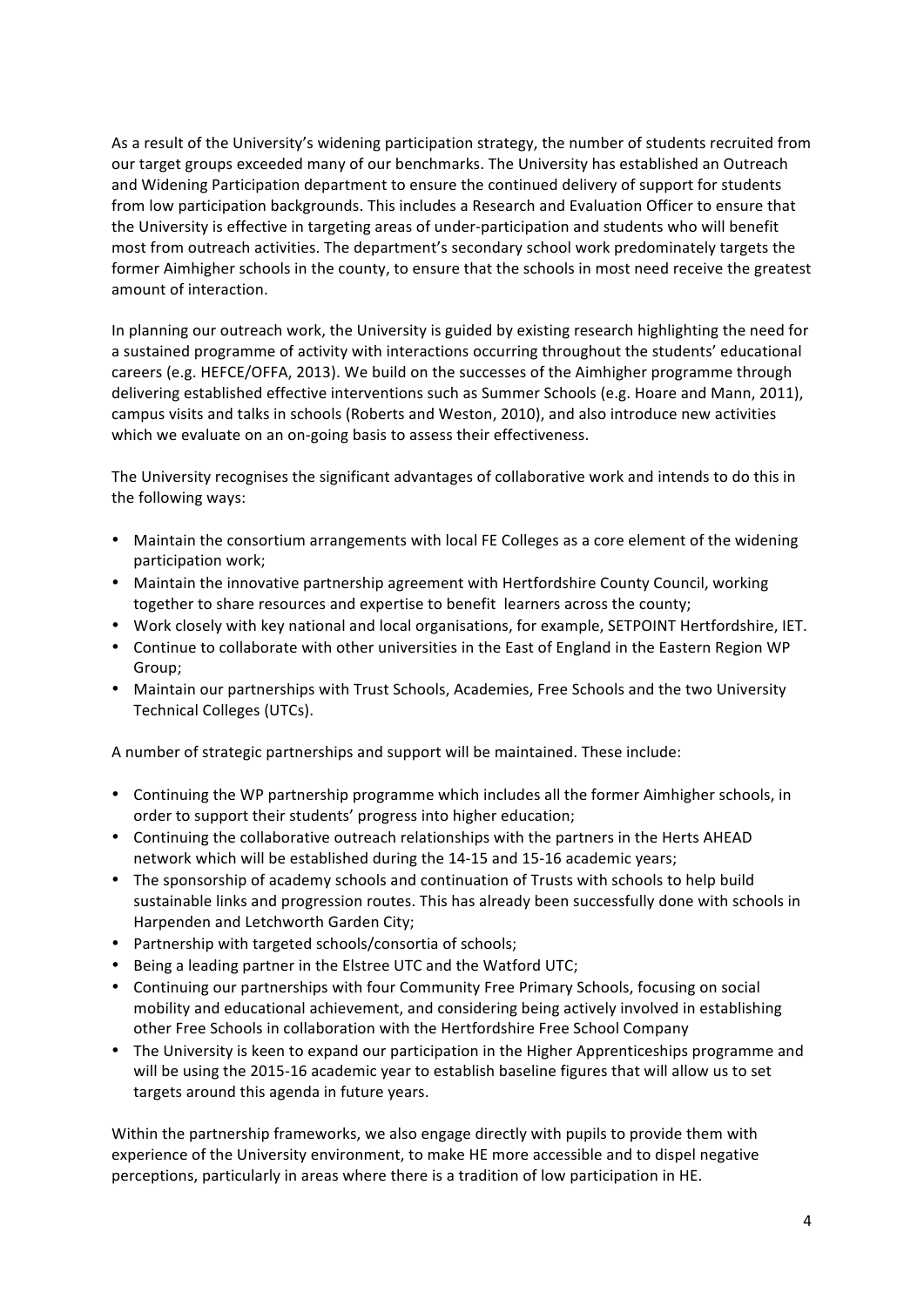As a result of the University's widening participation strategy, the number of students recruited from our target groups exceeded many of our benchmarks. The University has established an Outreach and Widening Participation department to ensure the continued delivery of support for students from low participation backgrounds. This includes a Research and Evaluation Officer to ensure that the University is effective in targeting areas of under-participation and students who will benefit most from outreach activities. The department's secondary school work predominately targets the former Aimhigher schools in the county, to ensure that the schools in most need receive the greatest amount of interaction.

In planning our outreach work, the University is guided by existing research highlighting the need for a sustained programme of activity with interactions occurring throughout the students' educational careers (e.g. HEFCE/OFFA, 2013). We build on the successes of the Aimhigher programme through delivering established effective interventions such as Summer Schools (e.g. Hoare and Mann, 2011), campus visits and talks in schools (Roberts and Weston, 2010), and also introduce new activities which we evaluate on an on-going basis to assess their effectiveness.

The University recognises the significant advantages of collaborative work and intends to do this in the following ways:

- Maintain the consortium arrangements with local FE Colleges as a core element of the widening participation work;
- Maintain the innovative partnership agreement with Hertfordshire County Council, working together to share resources and expertise to benefit learners across the county;
- Work closely with key national and local organisations, for example, SETPOINT Hertfordshire, IET.
- Continue to collaborate with other universities in the East of England in the Eastern Region WP Group;
- Maintain our partnerships with Trust Schools, Academies, Free Schools and the two University Technical Colleges (UTCs).

A number of strategic partnerships and support will be maintained. These include:

- Continuing the WP partnership programme which includes all the former Aimhigher schools, in order to support their students' progress into higher education;
- Continuing the collaborative outreach relationships with the partners in the Herts AHEAD network which will be established during the 14-15 and 15-16 academic years;
- The sponsorship of academy schools and continuation of Trusts with schools to help build sustainable links and progression routes. This has already been successfully done with schools in Harpenden and Letchworth Garden City;
- Partnership with targeted schools/consortia of schools;
- Being a leading partner in the Elstree UTC and the Watford UTC;
- Continuing our partnerships with four Community Free Primary Schools, focusing on social mobility and educational achievement, and considering being actively involved in establishing other Free Schools in collaboration with the Hertfordshire Free School Company
- The University is keen to expand our participation in the Higher Apprenticeships programme and will be using the 2015-16 academic year to establish baseline figures that will allow us to set targets around this agenda in future years.

Within the partnership frameworks, we also engage directly with pupils to provide them with experience of the University environment, to make HE more accessible and to dispel negative perceptions, particularly in areas where there is a tradition of low participation in HE.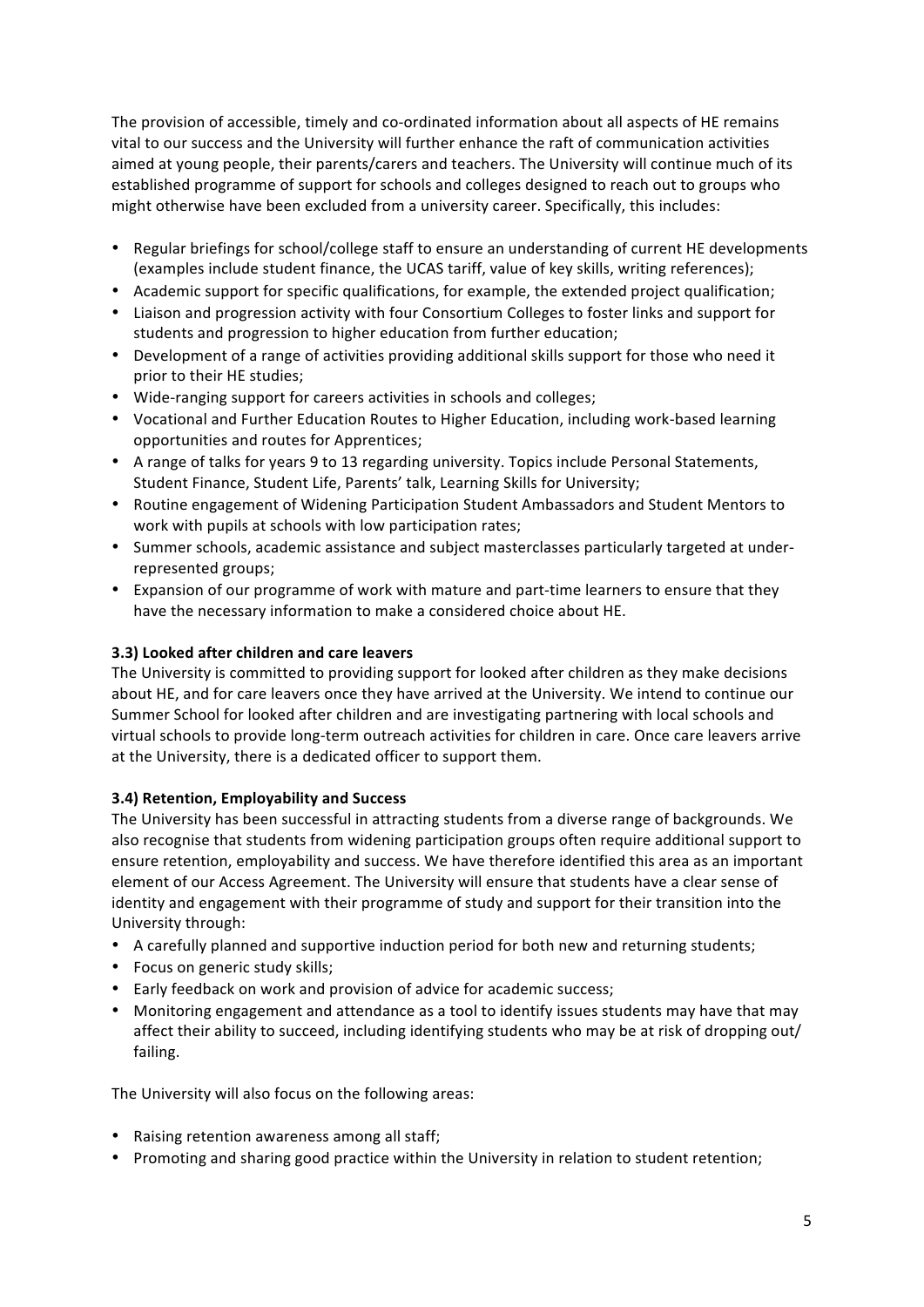The provision of accessible, timely and co-ordinated information about all aspects of HE remains vital to our success and the University will further enhance the raft of communication activities aimed at young people, their parents/carers and teachers. The University will continue much of its established programme of support for schools and colleges designed to reach out to groups who might otherwise have been excluded from a university career. Specifically, this includes:

- Regular briefings for school/college staff to ensure an understanding of current HE developments (examples include student finance, the UCAS tariff, value of key skills, writing references);
- Academic support for specific qualifications, for example, the extended project qualification;
- Liaison and progression activity with four Consortium Colleges to foster links and support for students and progression to higher education from further education;
- Development of a range of activities providing additional skills support for those who need it prior to their HE studies;
- Wide-ranging support for careers activities in schools and colleges;
- Vocational and Further Education Routes to Higher Education, including work-based learning opportunities and routes for Apprentices;
- A range of talks for years 9 to 13 regarding university. Topics include Personal Statements, Student Finance, Student Life, Parents' talk, Learning Skills for University;
- Routine engagement of Widening Participation Student Ambassadors and Student Mentors to work with pupils at schools with low participation rates;
- Summer schools, academic assistance and subject masterclasses particularly targeted at under-represented groups;
- Expansion of our programme of work with mature and part-time learners to ensure that they have the necessary information to make a considered choice about HE.

**3.3) Looked after children and care leavers**

The University is committed to providing support for looked after children as they make decisions about HE, and for care leavers once they have arrived at the University. We intend to continue our Summer School for looked after children and are investigating partnering with local schools and virtual schools to provide long-term outreach activities for children in care. Once care leavers arrive at the University, there is a dedicated officer to support them.

**3.4) Retention, Employability and Success**

The University has been successful in attracting students from a diverse range of backgrounds. We also recognise that students from widening participation groups often require additional support to ensure retention, employability and success. We have therefore identified this area as an important element of our Access Agreement. The University will ensure that students have a clear sense of identity and engagement with their programme of study and support for their transition into the University through:

- A carefully planned and supportive induction period for both new and returning students;
- Focus on generic study skills;
- Early feedback on work and provision of advice for academic success;
- Monitoring engagement and attendance as a tool to identify issues students may have that may affect their ability to succeed, including identifying students who may be at risk of dropping out/ failing.

The University will also focus on the following areas:

- Raising retention awareness among all staff;
- Promoting and sharing good practice within the University in relation to student retention;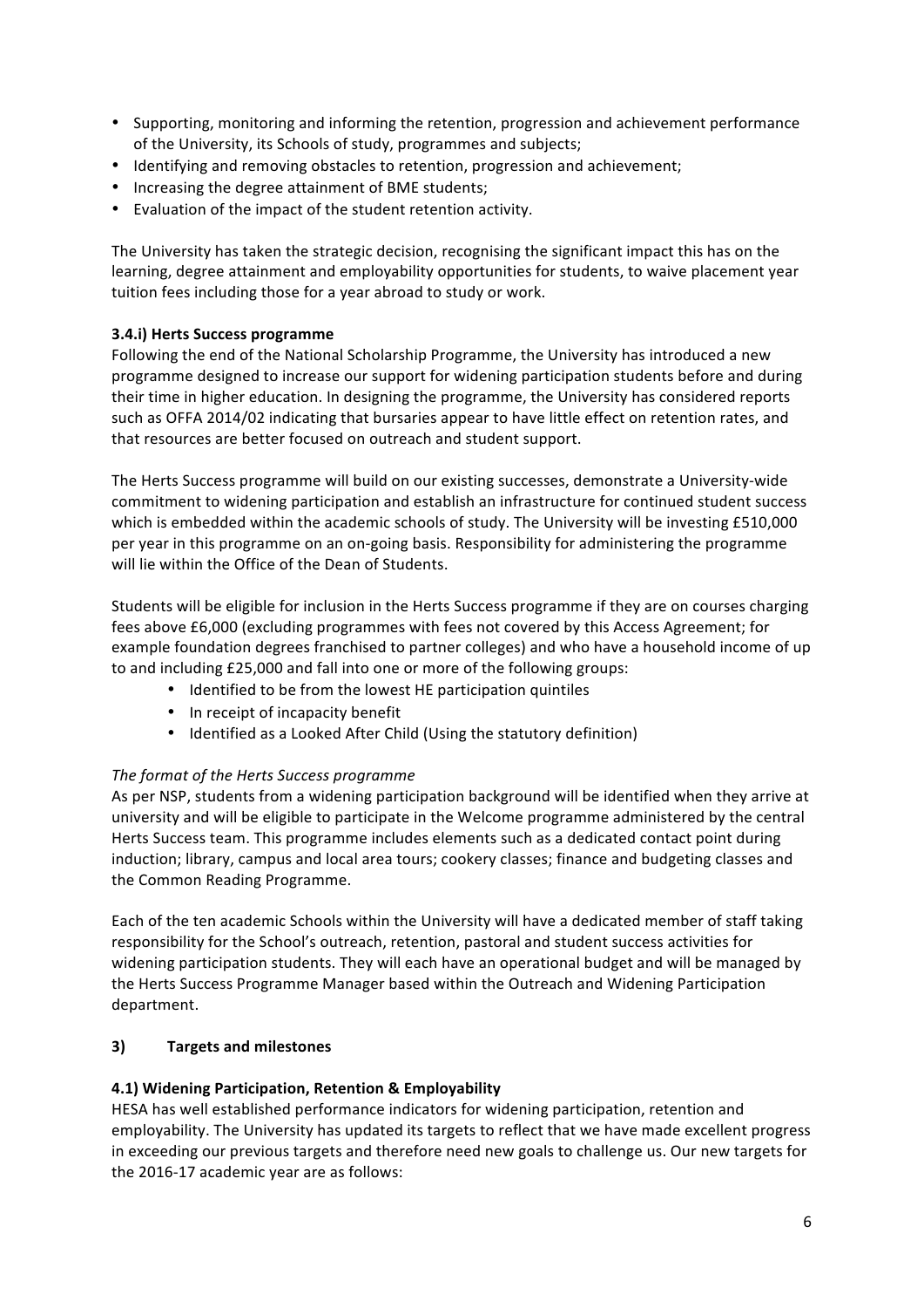- Supporting, monitoring and informing the retention, progression and achievement performance of the University, its Schools of study, programmes and subjects;
- Identifying and removing obstacles to retention, progression and achievement;
- Increasing the degree attainment of BME students;
- Evaluation of the impact of the student retention activity.

The University has taken the strategic decision, recognising the significant impact this has on the learning, degree attainment and employability opportunities for students, to waive placement year tuition fees including those for a year abroad to study or work.

#### 3.4.i) Herts Success programme

Following the end of the National Scholarship Programme, the University has introduced a new programme designed to increase our support for widening participation students before and during their time in higher education. In designing the programme, the University has considered reports such as OFFA 2014/02 indicating that bursaries appear to have little effect on retention rates, and that resources are better focused on outreach and student support.

The Herts Success programme will build on our existing successes, demonstrate a University-wide commitment to widening participation and establish an infrastructure for continued student success which is embedded within the academic schools of study. The University will be investing £510,000 per year in this programme on an on-going basis. Responsibility for administering the programme will lie within the Office of the Dean of Students.

Students will be eligible for inclusion in the Herts Success programme if they are on courses charging fees above £6,000 (excluding programmes with fees not covered by this Access Agreement; for example foundation degrees franchised to partner colleges) and who have a household income of up to and including £25,000 and fall into one or more of the following groups:

- Identified to be from the lowest HE participation quintiles
- In receipt of incapacity benefit
- Identified as a Looked After Child (Using the statutory definition)

*The format of the Herts Success programme*

As per NSP, students from a widening participation background will be identified when they arrive at university and will be eligible to participate in the Welcome programme administered by the central Herts Success team. This programme includes elements such as a dedicated contact point during induction; library, campus and local area tours; cookery classes; finance and budgeting classes and the Common Reading Programme.

Each of the ten academic Schools within the University will have a dedicated member of staff taking responsibility for the School's outreach, retention, pastoral and student success activities for widening participation students. They will each have an operational budget and will be managed by the Herts Success Programme Manager based within the Outreach and Widening Participation department.

### 3) Targets and milestones

#### 4.1) Widening Participation, Retention & Employability

HESA has well established performance indicators for widening participation, retention and employability. The University has updated its targets to reflect that we have made excellent progress in exceeding our previous targets and therefore need new goals to challenge us. Our new targets for the 2016-17 academic year are as follows: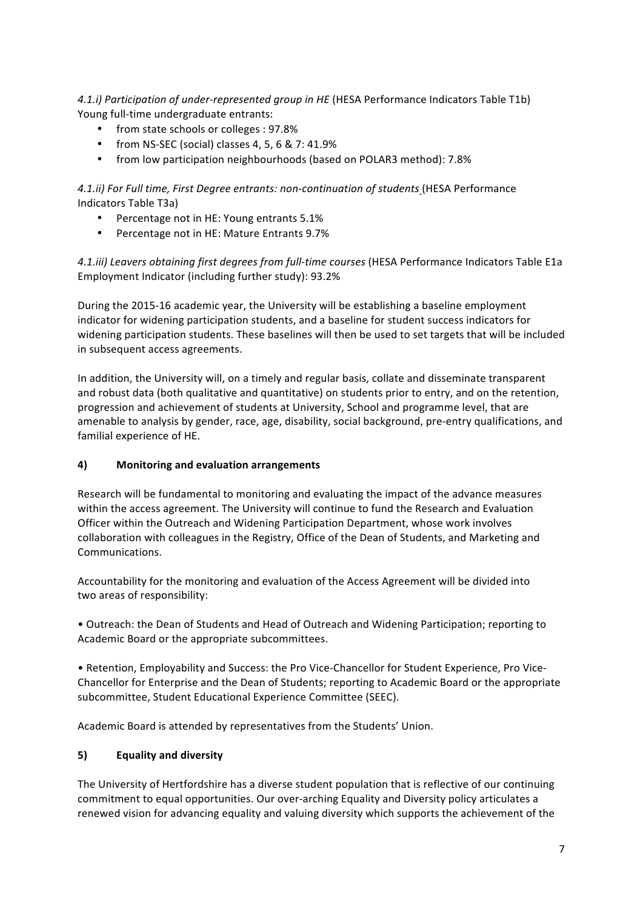*4.1.i) Participation of under-represented group in HE* (HESA Performance Indicators Table T1b)
Young full-time undergraduate entrants:

- from state schools or colleges : 97.8%
- from NS-SEC (social) classes 4, 5, 6 & 7: 41.9%
- from low participation neighbourhoods (based on POLAR3 method): 7.8%

*4.1.ii) For Full time, First Degree entrants: non-continuation of students* (HESA Performance Indicators Table T3a)

- Percentage not in HE: Young entrants 5.1%
- Percentage not in HE: Mature Entrants 9.7%

*4.1.iii) Leavers obtaining first degrees from full-time courses* (HESA Performance Indicators Table E1a Employment Indicator (including further study): 93.2%

During the 2015-16 academic year, the University will be establishing a baseline employment indicator for widening participation students, and a baseline for student success indicators for widening participation students. These baselines will then be used to set targets that will be included in subsequent access agreements.

In addition, the University will, on a timely and regular basis, collate and disseminate transparent and robust data (both qualitative and quantitative) on students prior to entry, and on the retention, progression and achievement of students at University, School and programme level, that are amenable to analysis by gender, race, age, disability, social background, pre-entry qualifications, and familial experience of HE.

## 4) Monitoring and evaluation arrangements

Research will be fundamental to monitoring and evaluating the impact of the advance measures within the access agreement. The University will continue to fund the Research and Evaluation Officer within the Outreach and Widening Participation Department, whose work involves collaboration with colleagues in the Registry, Office of the Dean of Students, and Marketing and Communications.

Accountability for the monitoring and evaluation of the Access Agreement will be divided into two areas of responsibility:

• Outreach: the Dean of Students and Head of Outreach and Widening Participation; reporting to Academic Board or the appropriate subcommittees.

• Retention, Employability and Success: the Pro Vice-Chancellor for Student Experience, Pro Vice-Chancellor for Enterprise and the Dean of Students; reporting to Academic Board or the appropriate subcommittee, Student Educational Experience Committee (SEEC).

Academic Board is attended by representatives from the Students' Union.

## 5) Equality and diversity

The University of Hertfordshire has a diverse student population that is reflective of our continuing commitment to equal opportunities. Our over-arching Equality and Diversity policy articulates a renewed vision for advancing equality and valuing diversity which supports the achievement of the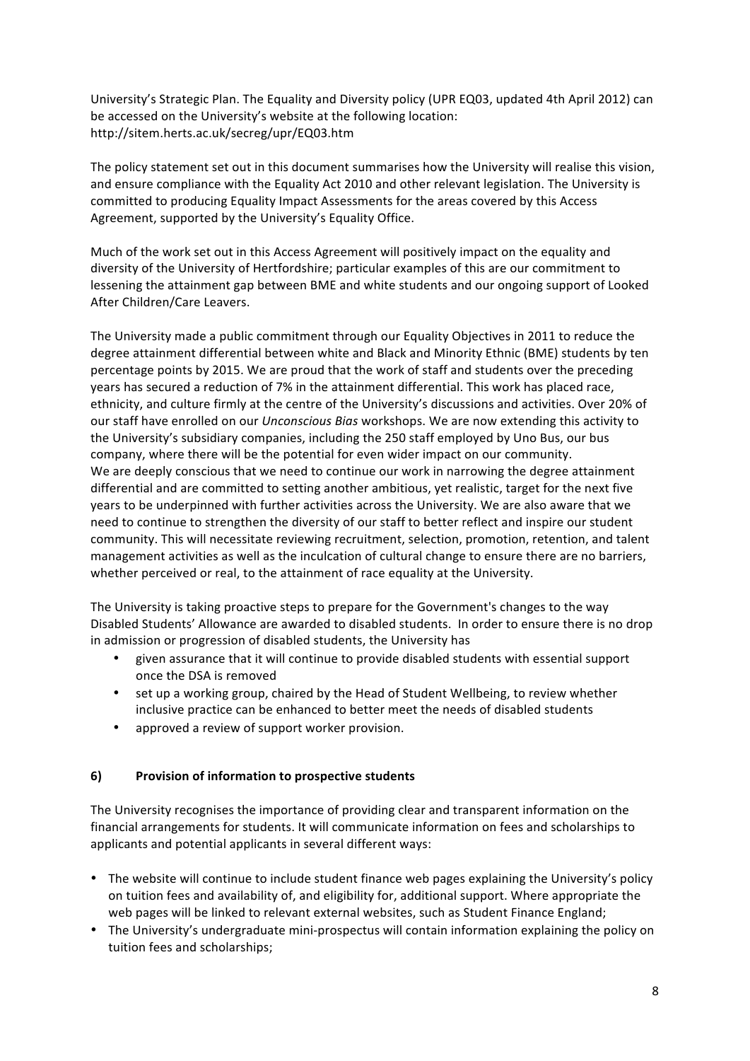University's Strategic Plan. The Equality and Diversity policy (UPR EQ03, updated 4th April 2012) can be accessed on the University's website at the following location: http://sitem.herts.ac.uk/secreg/upr/EQ03.htm

The policy statement set out in this document summarises how the University will realise this vision, and ensure compliance with the Equality Act 2010 and other relevant legislation. The University is committed to producing Equality Impact Assessments for the areas covered by this Access Agreement, supported by the University's Equality Office.

Much of the work set out in this Access Agreement will positively impact on the equality and diversity of the University of Hertfordshire; particular examples of this are our commitment to lessening the attainment gap between BME and white students and our ongoing support of Looked After Children/Care Leavers.

The University made a public commitment through our Equality Objectives in 2011 to reduce the degree attainment differential between white and Black and Minority Ethnic (BME) students by ten percentage points by 2015. We are proud that the work of staff and students over the preceding years has secured a reduction of 7% in the attainment differential. This work has placed race, ethnicity, and culture firmly at the centre of the University's discussions and activities. Over 20% of our staff have enrolled on our *Unconscious Bias* workshops. We are now extending this activity to the University's subsidiary companies, including the 250 staff employed by Uno Bus, our bus company, where there will be the potential for even wider impact on our community.
We are deeply conscious that we need to continue our work in narrowing the degree attainment differential and are committed to setting another ambitious, yet realistic, target for the next five years to be underpinned with further activities across the University. We are also aware that we need to continue to strengthen the diversity of our staff to better reflect and inspire our student community. This will necessitate reviewing recruitment, selection, promotion, retention, and talent management activities as well as the inculcation of cultural change to ensure there are no barriers, whether perceived or real, to the attainment of race equality at the University.

The University is taking proactive steps to prepare for the Government's changes to the way Disabled Students' Allowance are awarded to disabled students. In order to ensure there is no drop in admission or progression of disabled students, the University has

- given assurance that it will continue to provide disabled students with essential support once the DSA is removed
- set up a working group, chaired by the Head of Student Wellbeing, to review whether inclusive practice can be enhanced to better meet the needs of disabled students
- approved a review of support worker provision.

## 6) Provision of information to prospective students

The University recognises the importance of providing clear and transparent information on the financial arrangements for students. It will communicate information on fees and scholarships to applicants and potential applicants in several different ways:

- The website will continue to include student finance web pages explaining the University's policy on tuition fees and availability of, and eligibility for, additional support. Where appropriate the web pages will be linked to relevant external websites, such as Student Finance England;
- The University's undergraduate mini-prospectus will contain information explaining the policy on tuition fees and scholarships;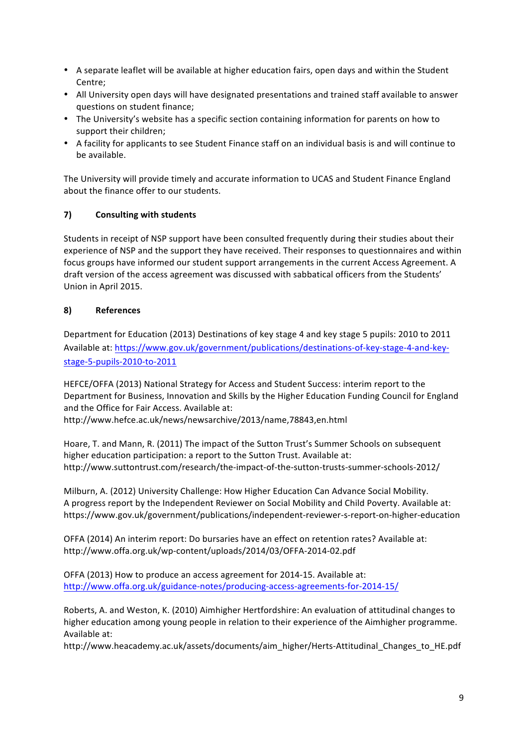- A separate leaflet will be available at higher education fairs, open days and within the Student Centre;
- All University open days will have designated presentations and trained staff available to answer questions on student finance;
- The University's website has a specific section containing information for parents on how to support their children;
- A facility for applicants to see Student Finance staff on an individual basis is and will continue to be available.

The University will provide timely and accurate information to UCAS and Student Finance England about the finance offer to our students.

## 7) Consulting with students

Students in receipt of NSP support have been consulted frequently during their studies about their experience of NSP and the support they have received. Their responses to questionnaires and within focus groups have informed our student support arrangements in the current Access Agreement. A draft version of the access agreement was discussed with sabbatical officers from the Students' Union in April 2015.

## 8) References

Department for Education (2013) Destinations of key stage 4 and key stage 5 pupils: 2010 to 2011 Available at: https://www.gov.uk/government/publications/destinations-of-key-stage-4-and-key-stage-5-pupils-2010-to-2011

HEFCE/OFFA (2013) National Strategy for Access and Student Success: interim report to the Department for Business, Innovation and Skills by the Higher Education Funding Council for England and the Office for Fair Access. Available at: http://www.hefce.ac.uk/news/newsarchive/2013/name,78843,en.html

Hoare, T. and Mann, R. (2011) The impact of the Sutton Trust's Summer Schools on subsequent higher education participation: a report to the Sutton Trust. Available at: http://www.suttontrust.com/research/the-impact-of-the-sutton-trusts-summer-schools-2012/

Milburn, A. (2012) University Challenge: How Higher Education Can Advance Social Mobility. A progress report by the Independent Reviewer on Social Mobility and Child Poverty. Available at: https://www.gov.uk/government/publications/independent-reviewer-s-report-on-higher-education

OFFA (2014) An interim report: Do bursaries have an effect on retention rates? Available at: http://www.offa.org.uk/wp-content/uploads/2014/03/OFFA-2014-02.pdf

OFFA (2013) How to produce an access agreement for 2014-15. Available at: http://www.offa.org.uk/guidance-notes/producing-access-agreements-for-2014-15/

Roberts, A. and Weston, K. (2010) Aimhigher Hertfordshire: An evaluation of attitudinal changes to higher education among young people in relation to their experience of the Aimhigher programme. Available at: http://www.heacademy.ac.uk/assets/documents/aim_higher/Herts-Attitudinal_Changes_to_HE.pdf